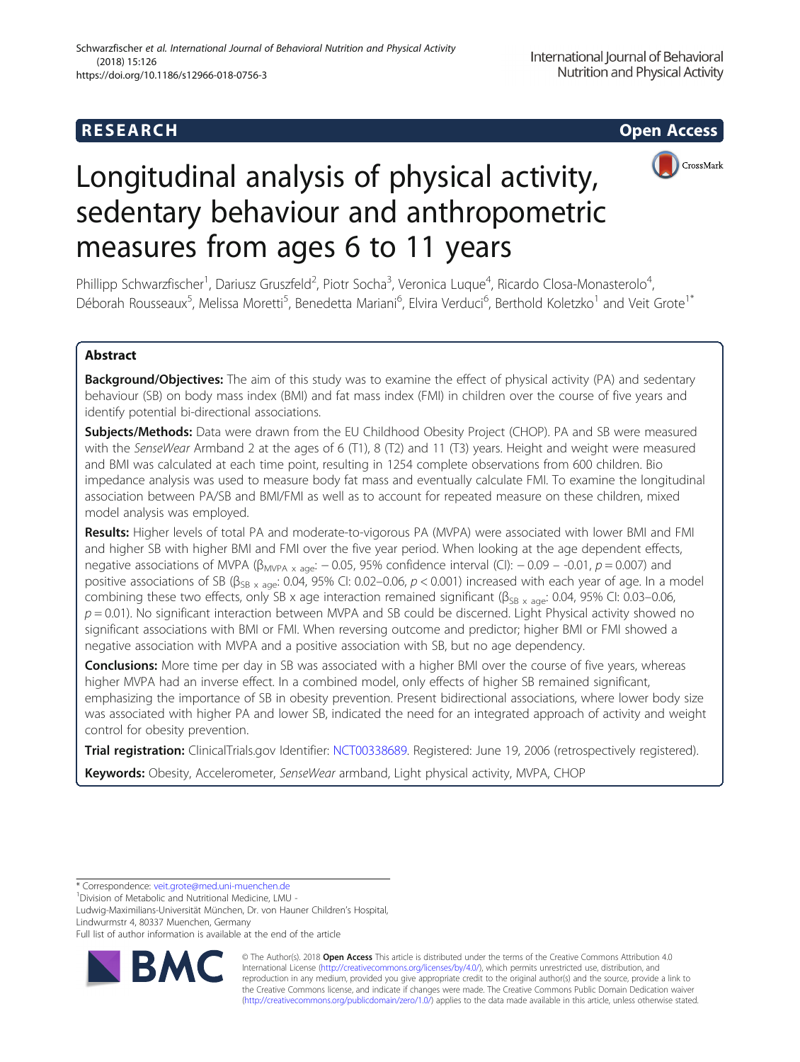RESEARCH

Open Access

# Longitudinal analysis of physical activity, sedentary behaviour and anthropometric measures from ages 6 to 11 years

Phillipp Schwarzfischer[1], Dariusz Gruszfeld[2], Piotr Socha[3], Veronica Luque[4], Ricardo Closa-Monasterolo[4], Déborah Rousseaux[5], Melissa Moretti[5], Benedetta Mariani[6], Elvira Verduci[6], Berthold Koletzko[1] and Veit Grote[1*]

## Abstract

**Background/Objectives:** The aim of this study was to examine the effect of physical activity (PA) and sedentary behaviour (SB) on body mass index (BMI) and fat mass index (FMI) in children over the course of five years and identify potential bi-directional associations.

**Subjects/Methods:** Data were drawn from the EU Childhood Obesity Project (CHOP). PA and SB were measured with the *SenseWear* Armband 2 at the ages of 6 (T1), 8 (T2) and 11 (T3) years. Height and weight were measured and BMI was calculated at each time point, resulting in 1254 complete observations from 600 children. Bio impedance analysis was used to measure body fat mass and eventually calculate FMI. To examine the longitudinal association between PA/SB and BMI/FMI as well as to account for repeated measure on these children, mixed model analysis was employed.

**Results:** Higher levels of total PA and moderate-to-vigorous PA (MVPA) were associated with lower BMI and FMI and higher SB with higher BMI and FMI over the five year period. When looking at the age dependent effects, negative associations of MVPA ($\beta_{MVPA \times age}$: − 0.05, 95% confidence interval (CI): − 0.09 – -0.01, $p = 0.007$) and positive associations of SB ($\beta_{SB \times age}$: 0.04, 95% CI: 0.02–0.06, $p < 0.001$) increased with each year of age. In a model combining these two effects, only SB x age interaction remained significant ($\beta_{SB \times age}$: 0.04, 95% CI: 0.03–0.06, $p = 0.01$). No significant interaction between MVPA and SB could be discerned. Light Physical activity showed no significant associations with BMI or FMI. When reversing outcome and predictor; higher BMI or FMI showed a negative association with MVPA and a positive association with SB, but no age dependency.

**Conclusions:** More time per day in SB was associated with a higher BMI over the course of five years, whereas higher MVPA had an inverse effect. In a combined model, only effects of higher SB remained significant, emphasizing the importance of SB in obesity prevention. Present bidirectional associations, where lower body size was associated with higher PA and lower SB, indicated the need for an integrated approach of activity and weight control for obesity prevention.

**Trial registration:** ClinicalTrials.gov Identifier: NCT00338689. Registered: June 19, 2006 (retrospectively registered).

**Keywords:** Obesity, Accelerometer, *SenseWear* armband, Light physical activity, MVPA, CHOP

\* Correspondence: veit.grote@med.uni-muenchen.de
[1]Division of Metabolic and Nutritional Medicine, LMU - Ludwig-Maximilians-Universität München, Dr. von Hauner Children's Hospital, Lindwurmstr 4, 80337 Muenchen, Germany
Full list of author information is available at the end of the article

© The Author(s). 2018 **Open Access** This article is distributed under the terms of the Creative Commons Attribution 4.0 International License (http://creativecommons.org/licenses/by/4.0/), which permits unrestricted use, distribution, and reproduction in any medium, provided you give appropriate credit to the original author(s) and the source, provide a link to the Creative Commons license, and indicate if changes were made. The Creative Commons Public Domain Dedication waiver (http://creativecommons.org/publicdomain/zero/1.0/) applies to the data made available in this article, unless otherwise stated.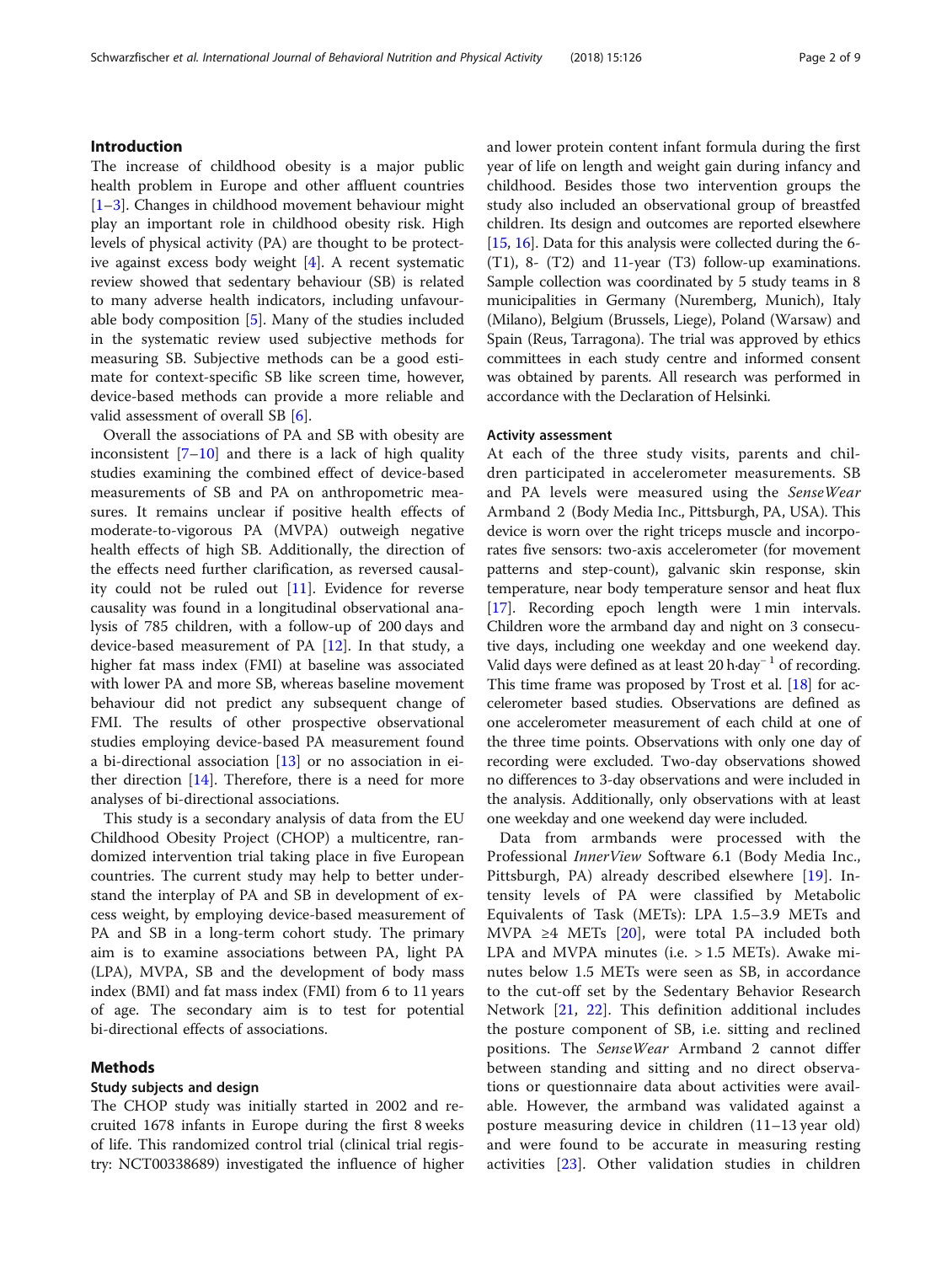## Introduction

The increase of childhood obesity is a major public health problem in Europe and other affluent countries [1–3]. Changes in childhood movement behaviour might play an important role in childhood obesity risk. High levels of physical activity (PA) are thought to be protective against excess body weight [4]. A recent systematic review showed that sedentary behaviour (SB) is related to many adverse health indicators, including unfavourable body composition [5]. Many of the studies included in the systematic review used subjective methods for measuring SB. Subjective methods can be a good estimate for context-specific SB like screen time, however, device-based methods can provide a more reliable and valid assessment of overall SB [6].

Overall the associations of PA and SB with obesity are inconsistent [7–10] and there is a lack of high quality studies examining the combined effect of device-based measurements of SB and PA on anthropometric measures. It remains unclear if positive health effects of moderate-to-vigorous PA (MVPA) outweigh negative health effects of high SB. Additionally, the direction of the effects need further clarification, as reversed causality could not be ruled out [11]. Evidence for reverse causality was found in a longitudinal observational analysis of 785 children, with a follow-up of 200 days and device-based measurement of PA [12]. In that study, a higher fat mass index (FMI) at baseline was associated with lower PA and more SB, whereas baseline movement behaviour did not predict any subsequent change of FMI. The results of other prospective observational studies employing device-based PA measurement found a bi-directional association [13] or no association in either direction [14]. Therefore, there is a need for more analyses of bi-directional associations.

This study is a secondary analysis of data from the EU Childhood Obesity Project (CHOP) a multicentre, randomized intervention trial taking place in five European countries. The current study may help to better understand the interplay of PA and SB in development of excess weight, by employing device-based measurement of PA and SB in a long-term cohort study. The primary aim is to examine associations between PA, light PA (LPA), MVPA, SB and the development of body mass index (BMI) and fat mass index (FMI) from 6 to 11 years of age. The secondary aim is to test for potential bi-directional effects of associations.

## Methods

### Study subjects and design

The CHOP study was initially started in 2002 and recruited 1678 infants in Europe during the first 8 weeks of life. This randomized control trial (clinical trial registry: NCT00338689) investigated the influence of higher and lower protein content infant formula during the first year of life on length and weight gain during infancy and childhood. Besides those two intervention groups the study also included an observational group of breastfed children. Its design and outcomes are reported elsewhere [15, 16]. Data for this analysis were collected during the 6- (T1), 8- (T2) and 11-year (T3) follow-up examinations. Sample collection was coordinated by 5 study teams in 8 municipalities in Germany (Nuremberg, Munich), Italy (Milano), Belgium (Brussels, Liege), Poland (Warsaw) and Spain (Reus, Tarragona). The trial was approved by ethics committees in each study centre and informed consent was obtained by parents. All research was performed in accordance with the Declaration of Helsinki.

### Activity assessment

At each of the three study visits, parents and children participated in accelerometer measurements. SB and PA levels were measured using the *SenseWear* Armband 2 (Body Media Inc., Pittsburgh, PA, USA). This device is worn over the right triceps muscle and incorporates five sensors: two-axis accelerometer (for movement patterns and step-count), galvanic skin response, skin temperature, near body temperature sensor and heat flux [17]. Recording epoch length were 1 min intervals. Children wore the armband day and night on 3 consecutive days, including one weekday and one weekend day. Valid days were defined as at least 20 h·day$^{-1}$ of recording. This time frame was proposed by Trost et al. [18] for accelerometer based studies. Observations are defined as one accelerometer measurement of each child at one of the three time points. Observations with only one day of recording were excluded. Two-day observations showed no differences to 3-day observations and were included in the analysis. Additionally, only observations with at least one weekday and one weekend day were included.

Data from armbands were processed with the Professional *InnerView* Software 6.1 (Body Media Inc., Pittsburgh, PA) already described elsewhere [19]. Intensity levels of PA were classified by Metabolic Equivalents of Task (METs): LPA 1.5–3.9 METs and MVPA ≥4 METs [20], were total PA included both LPA and MVPA minutes (i.e. > 1.5 METs). Awake minutes below 1.5 METs were seen as SB, in accordance to the cut-off set by the Sedentary Behavior Research Network [21, 22]. This definition additional includes the posture component of SB, i.e. sitting and reclined positions. The *SenseWear* Armband 2 cannot differ between standing and sitting and no direct observations or questionnaire data about activities were available. However, the armband was validated against a posture measuring device in children (11–13 year old) and were found to be accurate in measuring resting activities [23]. Other validation studies in children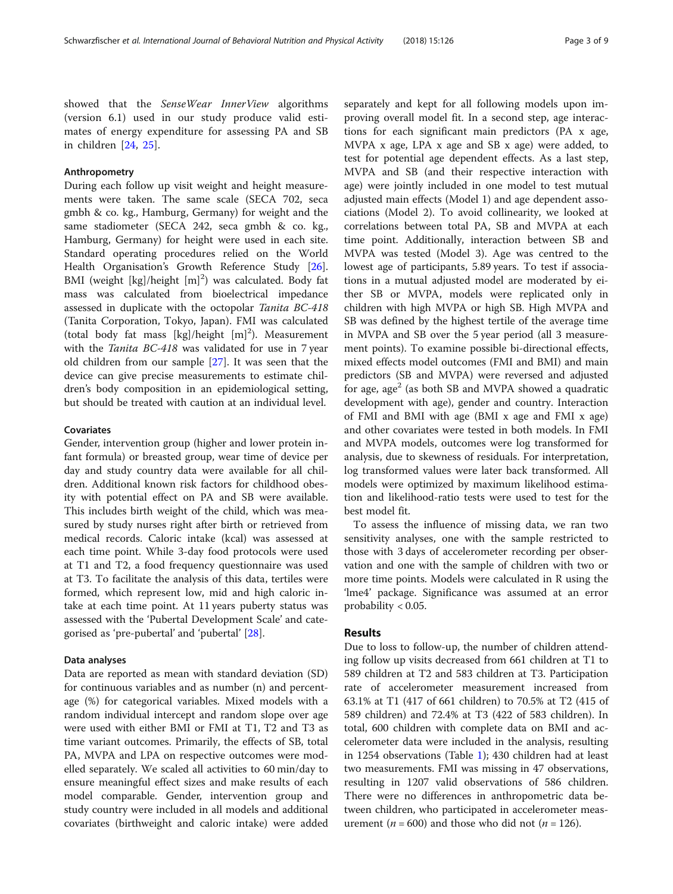showed that the *SenseWear InnerView* algorithms (version 6.1) used in our study produce valid estimates of energy expenditure for assessing PA and SB in children [24, 25].

### Anthropometry

During each follow up visit weight and height measurements were taken. The same scale (SECA 702, seca gmbh & co. kg., Hamburg, Germany) for weight and the same stadiometer (SECA 242, seca gmbh & co. kg., Hamburg, Germany) for height were used in each site. Standard operating procedures relied on the World Health Organisation's Growth Reference Study [26]. BMI (weight [kg]/height [m]$^2$) was calculated. Body fat mass was calculated from bioelectrical impedance assessed in duplicate with the octopolar *Tanita BC-418* (Tanita Corporation, Tokyo, Japan). FMI was calculated (total body fat mass [kg]/height [m]$^2$). Measurement with the *Tanita BC-418* was validated for use in 7 year old children from our sample [27]. It was seen that the device can give precise measurements to estimate children's body composition in an epidemiological setting, but should be treated with caution at an individual level.

### Covariates

Gender, intervention group (higher and lower protein infant formula) or breasted group, wear time of device per day and study country data were available for all children. Additional known risk factors for childhood obesity with potential effect on PA and SB were available. This includes birth weight of the child, which was measured by study nurses right after birth or retrieved from medical records. Caloric intake (kcal) was assessed at each time point. While 3-day food protocols were used at T1 and T2, a food frequency questionnaire was used at T3. To facilitate the analysis of this data, tertiles were formed, which represent low, mid and high caloric intake at each time point. At 11 years puberty status was assessed with the 'Pubertal Development Scale' and categorised as 'pre-pubertal' and 'pubertal' [28].

### Data analyses

Data are reported as mean with standard deviation (SD) for continuous variables and as number (n) and percentage (%) for categorical variables. Mixed models with a random individual intercept and random slope over age were used with either BMI or FMI at T1, T2 and T3 as time variant outcomes. Primarily, the effects of SB, total PA, MVPA and LPA on respective outcomes were modelled separately. We scaled all activities to 60 min/day to ensure meaningful effect sizes and make results of each model comparable. Gender, intervention group and study country were included in all models and additional covariates (birthweight and caloric intake) were added separately and kept for all following models upon improving overall model fit. In a second step, age interactions for each significant main predictors (PA x age, MVPA x age, LPA x age and SB x age) were added, to test for potential age dependent effects. As a last step, MVPA and SB (and their respective interaction with age) were jointly included in one model to test mutual adjusted main effects (Model 1) and age dependent associations (Model 2). To avoid collinearity, we looked at correlations between total PA, SB and MVPA at each time point. Additionally, interaction between SB and MVPA was tested (Model 3). Age was centred to the lowest age of participants, 5.89 years. To test if associations in a mutual adjusted model are moderated by either SB or MVPA, models were replicated only in children with high MVPA or high SB. High MVPA and SB was defined by the highest tertile of the average time in MVPA and SB over the 5 year period (all 3 measurement points). To examine possible bi-directional effects, mixed effects model outcomes (FMI and BMI) and main predictors (SB and MVPA) were reversed and adjusted for age, age$^2$ (as both SB and MVPA showed a quadratic development with age), gender and country. Interaction of FMI and BMI with age (BMI x age and FMI x age) and other covariates were tested in both models. In FMI and MVPA models, outcomes were log transformed for analysis, due to skewness of residuals. For interpretation, log transformed values were later back transformed. All models were optimized by maximum likelihood estimation and likelihood-ratio tests were used to test for the best model fit.

To assess the influence of missing data, we ran two sensitivity analyses, one with the sample restricted to those with 3 days of accelerometer recording per observation and one with the sample of children with two or more time points. Models were calculated in R using the 'lme4' package. Significance was assumed at an error probability < 0.05.

## Results

Due to loss to follow-up, the number of children attending follow up visits decreased from 661 children at T1 to 589 children at T2 and 583 children at T3. Participation rate of accelerometer measurement increased from 63.1% at T1 (417 of 661 children) to 70.5% at T2 (415 of 589 children) and 72.4% at T3 (422 of 583 children). In total, 600 children with complete data on BMI and accelerometer data were included in the analysis, resulting in 1254 observations (Table 1); 430 children had at least two measurements. FMI was missing in 47 observations, resulting in 1207 valid observations of 586 children. There were no differences in anthropometric data between children, who participated in accelerometer measurement ($n = 600$) and those who did not ($n = 126$).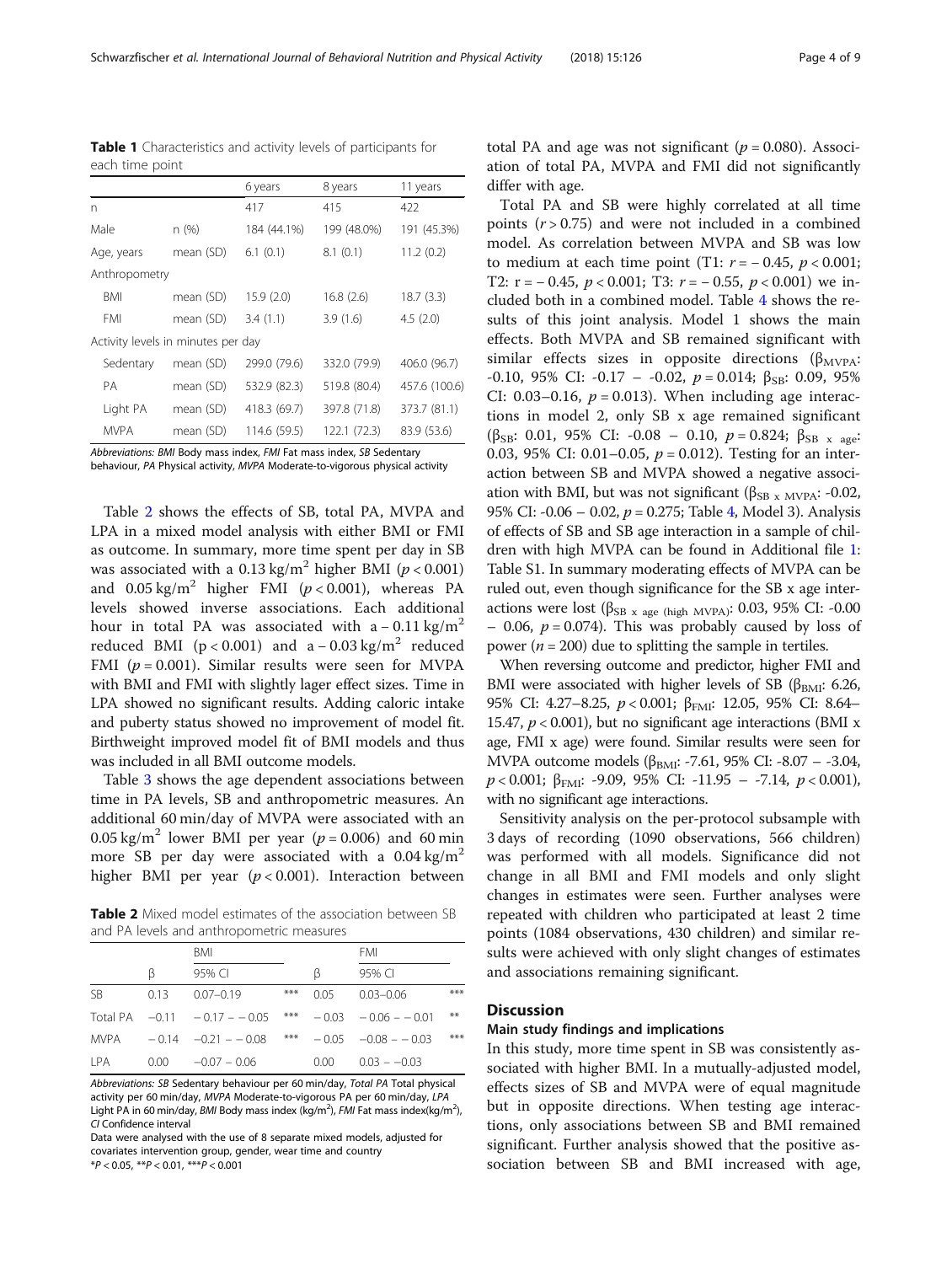**Table 1** Characteristics and activity levels of participants for each time point

| | | 6 years | 8 years | 11 years |
|---|---|---|---|---|
| n | | 417 | 415 | 422 |
| Male | n (%) | 184 (44.1%) | 199 (48.0%) | 191 (45.3%) |
| Age, years | mean (SD) | 6.1 (0.1) | 8.1 (0.1) | 11.2 (0.2) |
| Anthropometry | | | | |
| BMI | mean (SD) | 15.9 (2.0) | 16.8 (2.6) | 18.7 (3.3) |
| FMI | mean (SD) | 3.4 (1.1) | 3.9 (1.6) | 4.5 (2.0) |
| Activity levels in minutes per day | | | | |
| Sedentary | mean (SD) | 299.0 (79.6) | 332.0 (79.9) | 406.0 (96.7) |
| PA | mean (SD) | 532.9 (82.3) | 519.8 (80.4) | 457.6 (100.6) |
| Light PA | mean (SD) | 418.3 (69.7) | 397.8 (71.8) | 373.7 (81.1) |
| MVPA | mean (SD) | 114.6 (59.5) | 122.1 (72.3) | 83.9 (53.6) |

*Abbreviations: BMI Body mass index, FMI Fat mass index, SB Sedentary behaviour, PA Physical activity, MVPA Moderate-to-vigorous physical activity*

Table 2 shows the effects of SB, total PA, MVPA and LPA in a mixed model analysis with either BMI or FMI as outcome. In summary, more time spent per day in SB was associated with a 0.13 kg/m$^2$ higher BMI ($p < 0.001$) and 0.05 kg/m$^2$ higher FMI ($p < 0.001$), whereas PA levels showed inverse associations. Each additional hour in total PA was associated with a − 0.11 kg/m$^2$ reduced BMI ($p < 0.001$) and a − 0.03 kg/m$^2$ reduced FMI ($p = 0.001$). Similar results were seen for MVPA with BMI and FMI with slightly lager effect sizes. Time in LPA showed no significant results. Adding caloric intake and puberty status showed no improvement of model fit. Birthweight improved model fit of BMI models and thus was included in all BMI outcome models.

Table 3 shows the age dependent associations between time in PA levels, SB and anthropometric measures. An additional 60 min/day of MVPA were associated with an 0.05 kg/m$^2$ lower BMI per year ($p = 0.006$) and 60 min more SB per day were associated with a 0.04 kg/m$^2$ higher BMI per year ($p < 0.001$). Interaction between total PA and age was not significant ($p = 0.080$). Association of total PA, MVPA and FMI did not significantly differ with age.

**Table 2** Mixed model estimates of the association between SB and PA levels and anthropometric measures

| | BMI | | | FMI | | |
|---|---|---|---|---|---|---|
| | β | 95% CI | | β | 95% CI | |
| SB | 0.13 | 0.07–0.19 | *** | 0.05 | 0.03–0.06 | *** |
| Total PA | −0.11 | − 0.17 − − 0.05 | *** | − 0.03 | − 0.06 − − 0.01 | ** |
| MVPA | − 0.14 | −0.21 − − 0.08 | *** | − 0.05 | −0.08 − − 0.03 | *** |
| LPA | 0.00 | −0.07 − 0.06 | | 0.00 | 0.03 − −0.03 | |

*Abbreviations: SB Sedentary behaviour per 60 min/day, Total PA Total physical activity per 60 min/day, MVPA Moderate-to-vigorous PA per 60 min/day, LPA Light PA in 60 min/day, BMI Body mass index (kg/m$^2$), FMI Fat mass index(kg/m$^2$), CI Confidence interval*

Data were analysed with the use of 8 separate mixed models, adjusted for covariates intervention group, gender, wear time and country

\*$P < 0.05$, \*\*$P < 0.01$, \*\*\*$P < 0.001$

Total PA and SB were highly correlated at all time points ($r > 0.75$) and were not included in a combined model. As correlation between MVPA and SB was low to medium at each time point (T1: $r = -0.45$, $p < 0.001$; T2: $r = -0.45$, $p < 0.001$; T3: $r = -0.55$, $p < 0.001$) we included both in a combined model. Table 4 shows the results of this joint analysis. Model 1 shows the main effects. Both MVPA and SB remained significant with similar effects sizes in opposite directions ($\beta_{MVPA}$: -0.10, 95% CI: -0.17 − -0.02, $p = 0.014$; $\beta_{SB}$: 0.09, 95% CI: 0.03–0.16, $p = 0.013$). When including age interactions in model 2, only SB x age remained significant ($\beta_{SB}$: 0.01, 95% CI: -0.08 − 0.10, $p = 0.824$; $\beta_{SB\ x\ age}$: 0.03, 95% CI: 0.01–0.05, $p = 0.012$). Testing for an interaction between SB and MVPA showed a negative association with BMI, but was not significant ($\beta_{SB\ x\ MVPA}$: -0.02, 95% CI: -0.06 − 0.02, $p = 0.275$; Table 4, Model 3). Analysis of effects of SB and SB age interaction in a sample of children with high MVPA can be found in Additional file 1: Table S1. In summary moderating effects of MVPA can be ruled out, even though significance for the SB x age interactions were lost ($\beta_{SB\ x\ age\ (high\ MVPA)}$: 0.03, 95% CI: -0.00 − 0.06, $p = 0.074$). This was probably caused by loss of power ($n = 200$) due to splitting the sample in tertiles.

When reversing outcome and predictor, higher FMI and BMI were associated with higher levels of SB ($\beta_{BMI}$: 6.26, 95% CI: 4.27–8.25, $p < 0.001$; $\beta_{FMI}$: 12.05, 95% CI: 8.64–15.47, $p < 0.001$), but no significant age interactions (BMI x age, FMI x age) were found. Similar results were seen for MVPA outcome models ($\beta_{BMI}$: -7.61, 95% CI: -8.07 − -3.04, $p < 0.001$; $\beta_{FMI}$: -9.09, 95% CI: -11.95 − -7.14, $p < 0.001$), with no significant age interactions.

Sensitivity analysis on the per-protocol subsample with 3 days of recording (1090 observations, 566 children) was performed with all models. Significance did not change in all BMI and FMI models and only slight changes in estimates were seen. Further analyses were repeated with children who participated at least 2 time points (1084 observations, 430 children) and similar results were achieved with only slight changes of estimates and associations remaining significant.

## Discussion

### Main study findings and implications

In this study, more time spent in SB was consistently associated with higher BMI. In a mutually-adjusted model, effects sizes of SB and MVPA were of equal magnitude but in opposite directions. When testing age interactions, only associations between SB and BMI remained significant. Further analysis showed that the positive association between SB and BMI increased with age,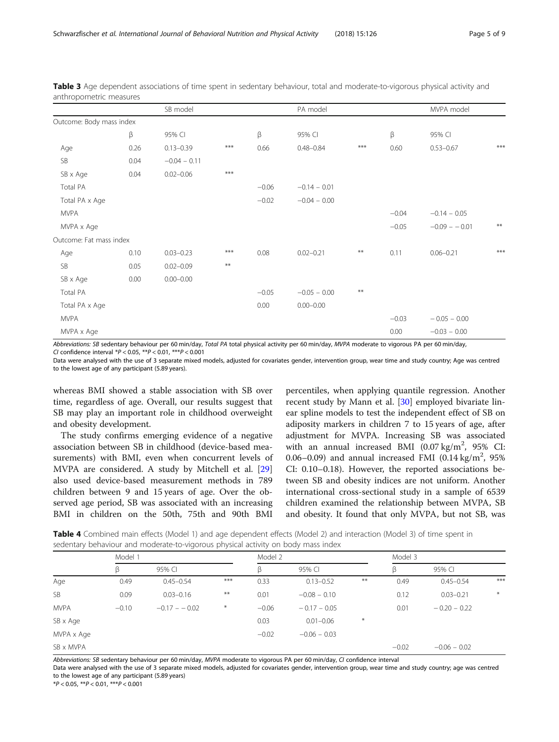**Table 3** Age dependent associations of time spent in sedentary behaviour, total and moderate-to-vigorous physical activity and anthropometric measures

| | SB model | | | PA model | | | MVPA model | | |
|---|---|---|---|---|---|---|---|---|---|
| Outcome: Body mass index | | | | | | | | | |
| | β | 95% CI | | β | 95% CI | | β | 95% CI | |
| Age | 0.26 | 0.13–0.39 | *** | 0.66 | 0.48–0.84 | *** | 0.60 | 0.53–0.67 | *** |
| SB | 0.04 | −0.04 – 0.11 | | | | | | | |
| SB x Age | 0.04 | 0.02–0.06 | *** | | | | | | |
| Total PA | | | | −0.06 | −0.14 – 0.01 | | | | |
| Total PA x Age | | | | −0.02 | −0.04 – 0.00 | | | | |
| MVPA | | | | | | | −0.04 | −0.14 – 0.05 | |
| MVPA x Age | | | | | | | −0.05 | −0.09 – −0.01 | ** |
| Outcome: Fat mass index | | | | | | | | | |
| Age | 0.10 | 0.03–0.23 | *** | 0.08 | 0.02–0.21 | ** | 0.11 | 0.06–0.21 | *** |
| SB | 0.05 | 0.02–0.09 | ** | | | | | | |
| SB x Age | 0.00 | 0.00–0.00 | | | | | | | |
| Total PA | | | | −0.05 | −0.05 – 0.00 | ** | | | |
| Total PA x Age | | | | 0.00 | 0.00–0.00 | | | | |
| MVPA | | | | | | | −0.03 | − 0.05 – 0.00 | |
| MVPA x Age | | | | | | | 0.00 | −0.03 – 0.00 | |

*Abbreviations: SB* sedentary behaviour per 60 min/day, *Total PA* total physical activity per 60 min/day, *MVPA* moderate to vigorous PA per 60 min/day, *CI* confidence interval *P < 0.05, **P < 0.01, ***P < 0.001

Data were analysed with the use of 3 separate mixed models, adjusted for covariates gender, intervention group, wear time and study country; Age was centred to the lowest age of any participant (5.89 years).

whereas BMI showed a stable association with SB over time, regardless of age. Overall, our results suggest that SB may play an important role in childhood overweight and obesity development.

The study confirms emerging evidence of a negative association between SB in childhood (device-based measurements) with BMI, even when concurrent levels of MVPA are considered. A study by Mitchell et al. [29] also used device-based measurement methods in 789 children between 9 and 15 years of age. Over the observed age period, SB was associated with an increasing BMI in children on the 50th, 75th and 90th BMI percentiles, when applying quantile regression. Another recent study by Mann et al. [30] employed bivariate linear spline models to test the independent effect of SB on adiposity markers in children 7 to 15 years of age, after adjustment for MVPA. Increasing SB was associated with an annual increased BMI (0.07 kg/m$^2$, 95% CI: 0.06–0.09) and annual increased FMI (0.14 kg/m$^2$, 95% CI: 0.10–0.18). However, the reported associations between SB and obesity indices are not uniform. Another international cross-sectional study in a sample of 6539 children examined the relationship between MVPA, SB and obesity. It found that only MVPA, but not SB, was

**Table 4** Combined main effects (Model 1) and age dependent effects (Model 2) and interaction (Model 3) of time spent in sedentary behaviour and moderate-to-vigorous physical activity on body mass index

| | Model 1 | | | Model 2 | | | Model 3 | | |
|---|---|---|---|---|---|---|---|---|---|
| | β | 95% CI | | β | 95% CI | | β | 95% CI | |
| Age | 0.49 | 0.45–0.54 | *** | 0.33 | 0.13–0.52 | ** | 0.49 | 0.45–0.54 | *** |
| SB | 0.09 | 0.03–0.16 | ** | 0.01 | −0.08 – 0.10 | | 0.12 | 0.03–0.21 | * |
| MVPA | −0.10 | −0.17 – −0.02 | * | −0.06 | − 0.17 – 0.05 | | 0.01 | − 0.20 – 0.22 | |
| SB x Age | | | | 0.03 | 0.01–0.06 | * | | | |
| MVPA x Age | | | | −0.02 | −0.06 – 0.03 | | | | |
| SB x MVPA | | | | | | | −0.02 | −0.06 – 0.02 | |

*Abbreviations: SB* sedentary behaviour per 60 min/day, *MVPA* moderate to vigorous PA per 60 min/day, *CI* confidence interval

Data were analysed with the use of 3 separate mixed models, adjusted for covariates gender, intervention group, wear time and study country; age was centred to the lowest age of any participant (5.89 years)

*P < 0.05, **P < 0.01, ***P < 0.001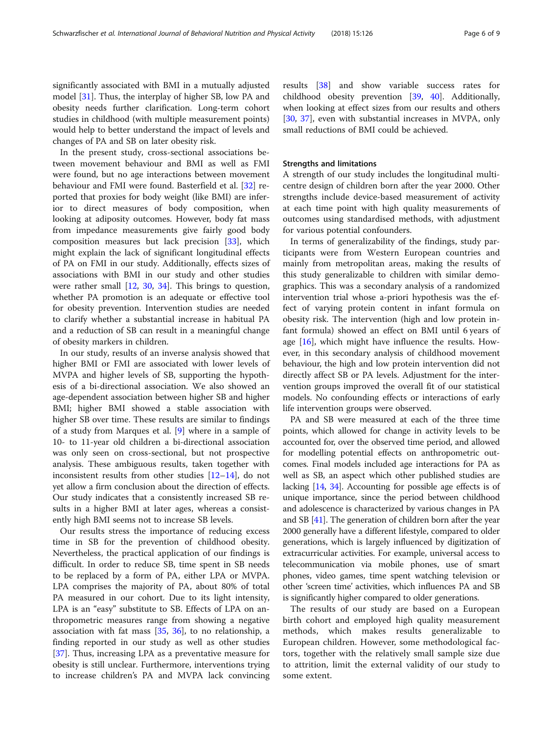significantly associated with BMI in a mutually adjusted model [31]. Thus, the interplay of higher SB, low PA and obesity needs further clarification. Long-term cohort studies in childhood (with multiple measurement points) would help to better understand the impact of levels and changes of PA and SB on later obesity risk.

In the present study, cross-sectional associations between movement behaviour and BMI as well as FMI were found, but no age interactions between movement behaviour and FMI were found. Basterfield et al. [32] reported that proxies for body weight (like BMI) are inferior to direct measures of body composition, when looking at adiposity outcomes. However, body fat mass from impedance measurements give fairly good body composition measures but lack precision [33], which might explain the lack of significant longitudinal effects of PA on FMI in our study. Additionally, effects sizes of associations with BMI in our study and other studies were rather small [12, 30, 34]. This brings to question, whether PA promotion is an adequate or effective tool for obesity prevention. Intervention studies are needed to clarify whether a substantial increase in habitual PA and a reduction of SB can result in a meaningful change of obesity markers in children.

In our study, results of an inverse analysis showed that higher BMI or FMI are associated with lower levels of MVPA and higher levels of SB, supporting the hypothesis of a bi-directional association. We also showed an age-dependent association between higher SB and higher BMI; higher BMI showed a stable association with higher SB over time. These results are similar to findings of a study from Marques et al. [9] where in a sample of 10- to 11-year old children a bi-directional association was only seen on cross-sectional, but not prospective analysis. These ambiguous results, taken together with inconsistent results from other studies [12–14], do not yet allow a firm conclusion about the direction of effects. Our study indicates that a consistently increased SB results in a higher BMI at later ages, whereas a consistently high BMI seems not to increase SB levels.

Our results stress the importance of reducing excess time in SB for the prevention of childhood obesity. Nevertheless, the practical application of our findings is difficult. In order to reduce SB, time spent in SB needs to be replaced by a form of PA, either LPA or MVPA. LPA comprises the majority of PA, about 80% of total PA measured in our cohort. Due to its light intensity, LPA is an "easy" substitute to SB. Effects of LPA on anthropometric measures range from showing a negative association with fat mass [35, 36], to no relationship, a finding reported in our study as well as other studies [37]. Thus, increasing LPA as a preventative measure for obesity is still unclear. Furthermore, interventions trying to increase children's PA and MVPA lack convincing results [38] and show variable success rates for childhood obesity prevention [39, 40]. Additionally, when looking at effect sizes from our results and others [30, 37], even with substantial increases in MVPA, only small reductions of BMI could be achieved.

### Strengths and limitations

A strength of our study includes the longitudinal multicentre design of children born after the year 2000. Other strengths include device-based measurement of activity at each time point with high quality measurements of outcomes using standardised methods, with adjustment for various potential confounders.

In terms of generalizability of the findings, study participants were from Western European countries and mainly from metropolitan areas, making the results of this study generalizable to children with similar demographics. This was a secondary analysis of a randomized intervention trial whose a-priori hypothesis was the effect of varying protein content in infant formula on obesity risk. The intervention (high and low protein infant formula) showed an effect on BMI until 6 years of age [16], which might have influence the results. However, in this secondary analysis of childhood movement behaviour, the high and low protein intervention did not directly affect SB or PA levels. Adjustment for the intervention groups improved the overall fit of our statistical models. No confounding effects or interactions of early life intervention groups were observed.

PA and SB were measured at each of the three time points, which allowed for change in activity levels to be accounted for, over the observed time period, and allowed for modelling potential effects on anthropometric outcomes. Final models included age interactions for PA as well as SB, an aspect which other published studies are lacking [14, 34]. Accounting for possible age effects is of unique importance, since the period between childhood and adolescence is characterized by various changes in PA and SB [41]. The generation of children born after the year 2000 generally have a different lifestyle, compared to older generations, which is largely influenced by digitization of extracurricular activities. For example, universal access to telecommunication via mobile phones, use of smart phones, video games, time spent watching television or other 'screen time' activities, which influences PA and SB is significantly higher compared to older generations.

The results of our study are based on a European birth cohort and employed high quality measurement methods, which makes results generalizable to European children. However, some methodological factors, together with the relatively small sample size due to attrition, limit the external validity of our study to some extent.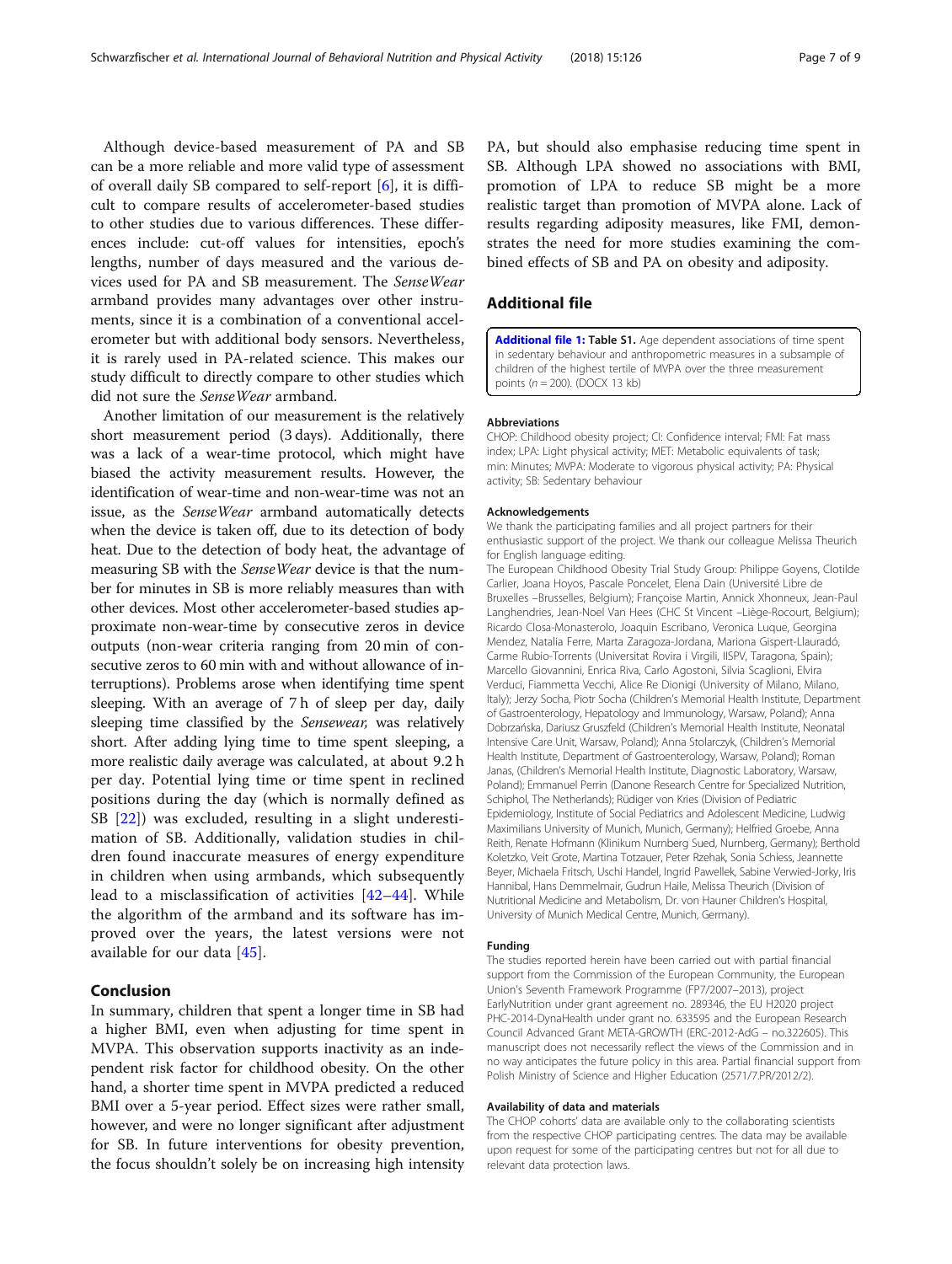Although device-based measurement of PA and SB can be a more reliable and more valid type of assessment of overall daily SB compared to self-report [6], it is difficult to compare results of accelerometer-based studies to other studies due to various differences. These differences include: cut-off values for intensities, epoch's lengths, number of days measured and the various devices used for PA and SB measurement. The *SenseWear* armband provides many advantages over other instruments, since it is a combination of a conventional accelerometer but with additional body sensors. Nevertheless, it is rarely used in PA-related science. This makes our study difficult to directly compare to other studies which did not sure the *SenseWear* armband.

Another limitation of our measurement is the relatively short measurement period (3 days). Additionally, there was a lack of a wear-time protocol, which might have biased the activity measurement results. However, the identification of wear-time and non-wear-time was not an issue, as the *SenseWear* armband automatically detects when the device is taken off, due to its detection of body heat. Due to the detection of body heat, the advantage of measuring SB with the *SenseWear* device is that the number for minutes in SB is more reliably measures than with other devices. Most other accelerometer-based studies approximate non-wear-time by consecutive zeros in device outputs (non-wear criteria ranging from 20 min of consecutive zeros to 60 min with and without allowance of interruptions). Problems arose when identifying time spent sleeping. With an average of 7 h of sleep per day, daily sleeping time classified by the *Sensewear*, was relatively short. After adding lying time to time spent sleeping, a more realistic daily average was calculated, at about 9.2 h per day. Potential lying time or time spent in reclined positions during the day (which is normally defined as SB [22]) was excluded, resulting in a slight underestimation of SB. Additionally, validation studies in children found inaccurate measures of energy expenditure in children when using armbands, which subsequently lead to a misclassification of activities [42–44]. While the algorithm of the armband and its software has improved over the years, the latest versions were not available for our data [45].

## Conclusion

In summary, children that spent a longer time in SB had a higher BMI, even when adjusting for time spent in MVPA. This observation supports inactivity as an independent risk factor for childhood obesity. On the other hand, a shorter time spent in MVPA predicted a reduced BMI over a 5-year period. Effect sizes were rather small, however, and were no longer significant after adjustment for SB. In future interventions for obesity prevention, the focus shouldn't solely be on increasing high intensity PA, but should also emphasise reducing time spent in SB. Although LPA showed no associations with BMI, promotion of LPA to reduce SB might be a more realistic target than promotion of MVPA alone. Lack of results regarding adiposity measures, like FMI, demonstrates the need for more studies examining the combined effects of SB and PA on obesity and adiposity.

## Additional file

**Additional file 1: Table S1.** Age dependent associations of time spent in sedentary behaviour and anthropometric measures in a subsample of children of the highest tertile of MVPA over the three measurement points (n = 200). (DOCX 13 kb)

#### Abbreviations

CHOP: Childhood obesity project; CI: Confidence interval; FMI: Fat mass index; LPA: Light physical activity; MET: Metabolic equivalents of task; min: Minutes; MVPA: Moderate to vigorous physical activity; PA: Physical activity; SB: Sedentary behaviour

#### Acknowledgements

We thank the participating families and all project partners for their enthusiastic support of the project. We thank our colleague Melissa Theurich for English language editing.

The European Childhood Obesity Trial Study Group: Philippe Goyens, Clotilde Carlier, Joana Hoyos, Pascale Poncelet, Elena Dain (Université Libre de Bruxelles –Brusselles, Belgium); Françoise Martin, Annick Xhonneux, Jean-Paul Langhendries, Jean-Noel Van Hees (CHC St Vincent –Liège-Rocourt, Belgium); Ricardo Closa-Monasterolo, Joaquin Escribano, Veronica Luque, Georgina Mendez, Natalia Ferre, Marta Zaragoza-Jordana, Mariona Gispert-Llauradó, Carme Rubio-Torrents (Universitat Rovira i Virgili, IISPV, Taragona, Spain); Marcello Giovannini, Enrica Riva, Carlo Agostoni, Silvia Scaglioni, Elvira Verduci, Fiammetta Vecchi, Alice Re Dionigi (University of Milano, Milano, Italy); Jerzy Socha, Piotr Socha (Children's Memorial Health Institute, Department of Gastroenterology, Hepatology and Immunology, Warsaw, Poland); Anna Dobrzańska, Dariusz Gruszfeld (Children's Memorial Health Institute, Neonatal Intensive Care Unit, Warsaw, Poland); Anna Stolarczyk, (Children's Memorial Health Institute, Department of Gastroenterology, Warsaw, Poland); Roman Janas, (Children's Memorial Health Institute, Diagnostic Laboratory, Warsaw, Poland); Emmanuel Perrin (Danone Research Centre for Specialized Nutrition, Schiphol, The Netherlands); Rüdiger von Kries (Division of Pediatric Epidemiology, Institute of Social Pediatrics and Adolescent Medicine, Ludwig Maximilians University of Munich, Munich, Germany); Helfried Groebe, Anna Reith, Renate Hofmann (Klinikum Nurnberg Sued, Nurnberg, Germany); Berthold Koletzko, Veit Grote, Martina Totzauer, Peter Rzehak, Sonia Schiess, Jeannette Beyer, Michaela Fritsch, Uschi Handel, Ingrid Pawellek, Sabine Verwied-Jorky, Iris Hannibal, Hans Demmelmair, Gudrun Haile, Melissa Theurich (Division of Nutritional Medicine and Metabolism, Dr. von Hauner Children's Hospital, University of Munich Medical Centre, Munich, Germany).

#### Funding

The studies reported herein have been carried out with partial financial support from the Commission of the European Community, the European Union's Seventh Framework Programme (FP7/2007–2013), project EarlyNutrition under grant agreement no. 289346, the EU H2020 project PHC-2014-DynaHealth under grant no. 633595 and the European Research Council Advanced Grant META-GROWTH (ERC-2012-AdG – no.322605). This manuscript does not necessarily reflect the views of the Commission and in no way anticipates the future policy in this area. Partial financial support from Polish Ministry of Science and Higher Education (2571/7.PR/2012/2).

#### Availability of data and materials

The CHOP cohorts' data are available only to the collaborating scientists from the respective CHOP participating centres. The data may be available upon request for some of the participating centres but not for all due to relevant data protection laws.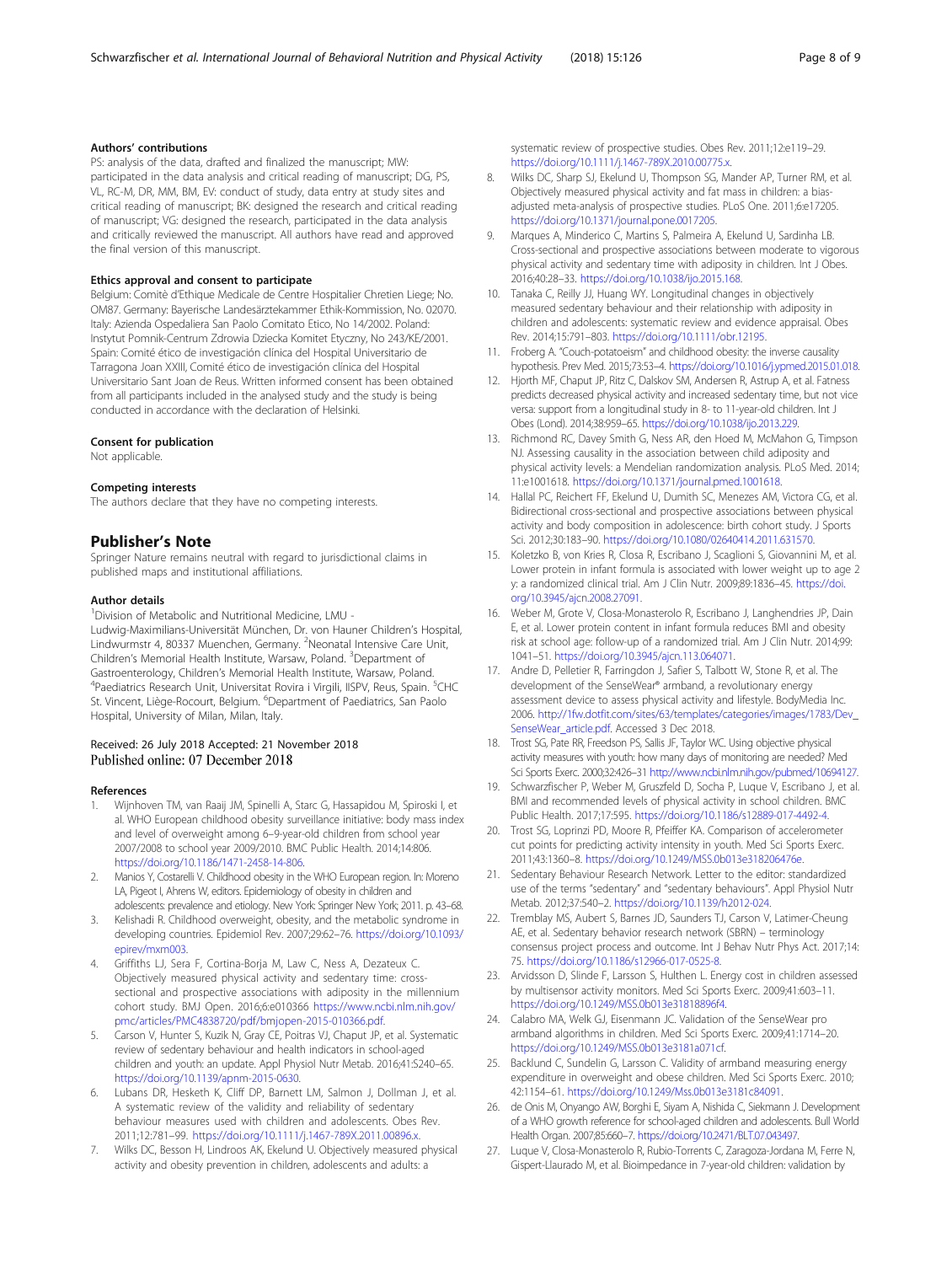#### Authors' contributions

PS: analysis of the data, drafted and finalized the manuscript; MW: participated in the data analysis and critical reading of manuscript; DG, PS, VL, RC-M, DR, MM, BM, EV: conduct of study, data entry at study sites and critical reading of manuscript; BK: designed the research and critical reading of manuscript; VG: designed the research, participated in the data analysis and critically reviewed the manuscript. All authors have read and approved the final version of this manuscript.

#### Ethics approval and consent to participate

Belgium: Comitè d'Ethique Medicale de Centre Hospitalier Chretien Liege; No. OM87. Germany: Bayerische Landesärztekammer Ethik-Kommission, No. 02070. Italy: Azienda Ospedaliera San Paolo Comitato Etico, No 14/2002. Poland: Instytut Pomnik-Centrum Zdrowia Dziecka Komitet Etyczny, No 243/KE/2001. Spain: Comité ético de investigación clínica del Hospital Universitario de Tarragona Joan XXIII, Comité ético de investigación clínica del Hospital Universitario Sant Joan de Reus. Written informed consent has been obtained from all participants included in the analysed study and the study is being conducted in accordance with the declaration of Helsinki.

#### Consent for publication

Not applicable.

#### Competing interests

The authors declare that they have no competing interests.

## Publisher's Note

Springer Nature remains neutral with regard to jurisdictional claims in published maps and institutional affiliations.

#### Author details

[1]Division of Metabolic and Nutritional Medicine, LMU - Ludwig-Maximilians-Universität München, Dr. von Hauner Children's Hospital, Lindwurmstr 4, 80337 Muenchen, Germany. [2]Neonatal Intensive Care Unit, Children's Memorial Health Institute, Warsaw, Poland. [3]Department of Gastroenterology, Children's Memorial Health Institute, Warsaw, Poland. [4]Paediatrics Research Unit, Universitat Rovira i Virgili, IISPV, Reus, Spain. [5]CHC St. Vincent, Liège-Rocourt, Belgium. [6]Department of Paediatrics, San Paolo Hospital, University of Milan, Milan, Italy.

Received: 26 July 2018 Accepted: 21 November 2018
Published online: 07 December 2018

#### References

1. Wijnhoven TM, van Raaij JM, Spinelli A, Starc G, Hassapidou M, Spiroski I, et al. WHO European childhood obesity surveillance initiative: body mass index and level of overweight among 6–9-year-old children from school year 2007/2008 to school year 2009/2010. BMC Public Health. 2014;14:806. https://doi.org/10.1186/1471-2458-14-806.
2. Manios Y, Costarelli V. Childhood obesity in the WHO European region. In: Moreno LA, Pigeot I, Ahrens W, editors. Epidemiology of obesity in children and adolescents: prevalence and etiology. New York: Springer New York; 2011. p. 43–68.
3. Kelishadi R. Childhood overweight, obesity, and the metabolic syndrome in developing countries. Epidemiol Rev. 2007;29:62–76. https://doi.org/10.1093/epirev/mxm003.
4. Griffiths LJ, Sera F, Cortina-Borja M, Law C, Ness A, Dezateux C. Objectively measured physical activity and sedentary time: cross-sectional and prospective associations with adiposity in the millennium cohort study. BMJ Open. 2016;6:e010366 https://www.ncbi.nlm.nih.gov/pmc/articles/PMC4838720/pdf/bmjopen-2015-010366.pdf.
5. Carson V, Hunter S, Kuzik N, Gray CE, Poitras VJ, Chaput JP, et al. Systematic review of sedentary behaviour and health indicators in school-aged children and youth: an update. Appl Physiol Nutr Metab. 2016;41:S240–65. https://doi.org/10.1139/apnm-2015-0630.
6. Lubans DR, Hesketh K, Cliff DP, Barnett LM, Salmon J, Dollman J, et al. A systematic review of the validity and reliability of sedentary behaviour measures used with children and adolescents. Obes Rev. 2011;12:781–99. https://doi.org/10.1111/j.1467-789X.2011.00896.x.
7. Wilks DC, Besson H, Lindroos AK, Ekelund U. Objectively measured physical activity and obesity prevention in children, adolescents and adults: a systematic review of prospective studies. Obes Rev. 2011;12:e119–29. https://doi.org/10.1111/j.1467-789X.2010.00775.x.
8. Wilks DC, Sharp SJ, Ekelund U, Thompson SG, Mander AP, Turner RM, et al. Objectively measured physical activity and fat mass in children: a bias-adjusted meta-analysis of prospective studies. PLoS One. 2011;6:e17205. https://doi.org/10.1371/journal.pone.0017205.
9. Marques A, Minderico C, Martins S, Palmeira A, Ekelund U, Sardinha LB. Cross-sectional and prospective associations between moderate to vigorous physical activity and sedentary time with adiposity in children. Int J Obes. 2016;40:28–33. https://doi.org/10.1038/ijo.2015.168.
10. Tanaka C, Reilly JJ, Huang WY. Longitudinal changes in objectively measured sedentary behaviour and their relationship with adiposity in children and adolescents: systematic review and evidence appraisal. Obes Rev. 2014;15:791–803. https://doi.org/10.1111/obr.12195.
11. Froberg A. "Couch-potatoeism" and childhood obesity: the inverse causality hypothesis. Prev Med. 2015;73:53–4. https://doi.org/10.1016/j.ypmed.2015.01.018.
12. Hjorth MF, Chaput JP, Ritz C, Dalskov SM, Andersen R, Astrup A, et al. Fatness predicts decreased physical activity and increased sedentary time, but not vice versa: support from a longitudinal study in 8- to 11-year-old children. Int J Obes (Lond). 2014;38:959–65. https://doi.org/10.1038/ijo.2013.229.
13. Richmond RC, Davey Smith G, Ness AR, den Hoed M, McMahon G, Timpson NJ. Assessing causality in the association between child adiposity and physical activity levels: a Mendelian randomization analysis. PLoS Med. 2014;11:e1001618. https://doi.org/10.1371/journal.pmed.1001618.
14. Hallal PC, Reichert FF, Ekelund U, Dumith SC, Menezes AM, Victora CG, et al. Bidirectional cross-sectional and prospective associations between physical activity and body composition in adolescence: birth cohort study. J Sports Sci. 2012;30:183–90. https://doi.org/10.1080/02640414.2011.631570.
15. Koletzko B, von Kries R, Closa R, Escribano J, Scaglioni S, Giovannini M, et al. Lower protein in infant formula is associated with lower weight up to age 2 y: a randomized clinical trial. Am J Clin Nutr. 2009;89:1836–45. https://doi.org/10.3945/ajcn.2008.27091.
16. Weber M, Grote V, Closa-Monasterolo R, Escribano J, Langhendries JP, Dain E, et al. Lower protein content in infant formula reduces BMI and obesity risk at school age: follow-up of a randomized trial. Am J Clin Nutr. 2014;99:1041–51. https://doi.org/10.3945/ajcn.113.064071.
17. Andre D, Pelletier R, Farringdon J, Safier S, Talbott W, Stone R, et al. The development of the SenseWear® armband, a revolutionary energy assessment device to assess physical activity and lifestyle. BodyMedia Inc. 2006. http://1fw.dotfit.com/sites/63/templates/categories/images/1783/Dev_SenseWear_article.pdf. Accessed 3 Dec 2018.
18. Trost SG, Pate RR, Freedson PS, Sallis JF, Taylor WC. Using objective physical activity measures with youth: how many days of monitoring are needed? Med Sci Sports Exerc. 2000;32:426–31 http://www.ncbi.nlm.nih.gov/pubmed/10694127.
19. Schwarzfischer P, Weber M, Gruszfeld D, Socha P, Luque V, Escribano J, et al. BMI and recommended levels of physical activity in school children. BMC Public Health. 2017;17:595. https://doi.org/10.1186/s12889-017-4492-4.
20. Trost SG, Loprinzi PD, Moore R, Pfeiffer KA. Comparison of accelerometer cut points for predicting activity intensity in youth. Med Sci Sports Exerc. 2011;43:1360–8. https://doi.org/10.1249/MSS.0b013e318206476e.
21. Sedentary Behaviour Research Network. Letter to the editor: standardized use of the terms "sedentary" and "sedentary behaviours". Appl Physiol Nutr Metab. 2012;37:540–2. https://doi.org/10.1139/h2012-024.
22. Tremblay MS, Aubert S, Barnes JD, Saunders TJ, Carson V, Latimer-Cheung AE, et al. Sedentary behavior research network (SBRN) – terminology consensus project process and outcome. Int J Behav Nutr Phys Act. 2017;14:75. https://doi.org/10.1186/s12966-017-0525-8.
23. Arvidsson D, Slinde F, Larsson S, Hulthen L. Energy cost in children assessed by multisensor activity monitors. Med Sci Sports Exerc. 2009;41:603–11. https://doi.org/10.1249/MSS.0b013e31818896f4.
24. Calabro MA, Welk GJ, Eisenmann JC. Validation of the SenseWear pro armband algorithms in children. Med Sci Sports Exerc. 2009;41:1714–20. https://doi.org/10.1249/MSS.0b013e3181a071cf.
25. Backlund C, Sundelin G, Larsson C. Validity of armband measuring energy expenditure in overweight and obese children. Med Sci Sports Exerc. 2010;42:1154–61. https://doi.org/10.1249/Mss.0b013e3181c84091.
26. de Onis M, Onyango AW, Borghi E, Siyam A, Nishida C, Siekmann J. Development of a WHO growth reference for school-aged children and adolescents. Bull World Health Organ. 2007;85:660–7. https://doi.org/10.2471/BLT.07.043497.
27. Luque V, Closa-Monasterolo R, Rubio-Torrents C, Zaragoza-Jordana M, Ferre N, Gispert-Llaurado M, et al. Bioimpedance in 7-year-old children: validation by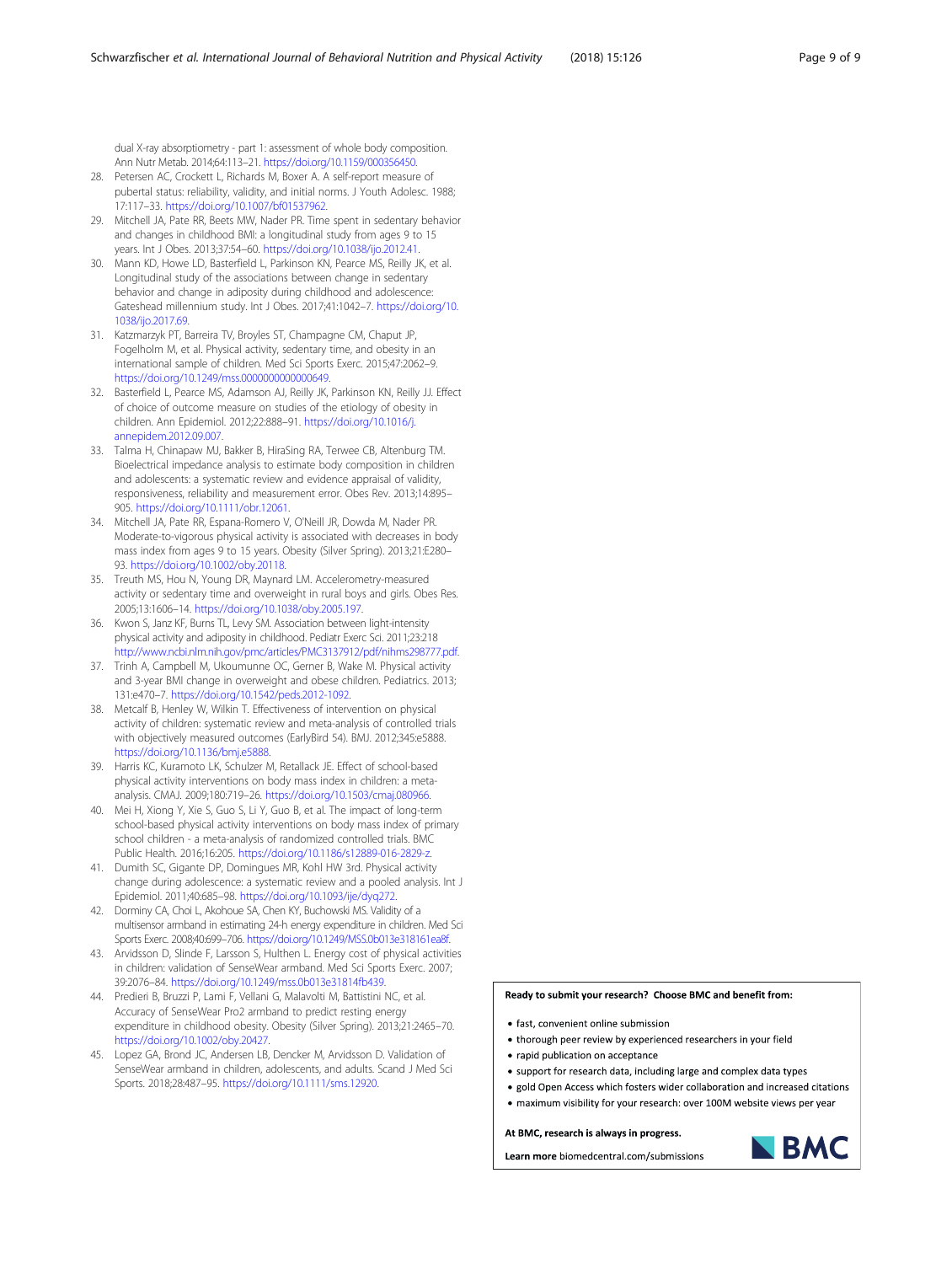dual X-ray absorptiometry - part 1: assessment of whole body composition. Ann Nutr Metab. 2014;64:113–21. https://doi.org/10.1159/000356450.

28. Petersen AC, Crockett L, Richards M, Boxer A. A self-report measure of pubertal status: reliability, validity, and initial norms. J Youth Adolesc. 1988; 17:117–33. https://doi.org/10.1007/bf01537962.
29. Mitchell JA, Pate RR, Beets MW, Nader PR. Time spent in sedentary behavior and changes in childhood BMI: a longitudinal study from ages 9 to 15 years. Int J Obes. 2013;37:54–60. https://doi.org/10.1038/ijo.2012.41.
30. Mann KD, Howe LD, Basterfield L, Parkinson KN, Pearce MS, Reilly JK, et al. Longitudinal study of the associations between change in sedentary behavior and change in adiposity during childhood and adolescence: Gateshead millennium study. Int J Obes. 2017;41:1042–7. https://doi.org/10.1038/ijo.2017.69.
31. Katzmarzyk PT, Barreira TV, Broyles ST, Champagne CM, Chaput JP, Fogelholm M, et al. Physical activity, sedentary time, and obesity in an international sample of children. Med Sci Sports Exerc. 2015;47:2062–9. https://doi.org/10.1249/mss.0000000000000649.
32. Basterfield L, Pearce MS, Adamson AJ, Reilly JK, Parkinson KN, Reilly JJ. Effect of choice of outcome measure on studies of the etiology of obesity in children. Ann Epidemiol. 2012;22:888–91. https://doi.org/10.1016/j.annepidem.2012.09.007.
33. Talma H, Chinapaw MJ, Bakker B, HiraSing RA, Terwee CB, Altenburg TM. Bioelectrical impedance analysis to estimate body composition in children and adolescents: a systematic review and evidence appraisal of validity, responsiveness, reliability and measurement error. Obes Rev. 2013;14:895–905. https://doi.org/10.1111/obr.12061.
34. Mitchell JA, Pate RR, Espana-Romero V, O'Neill JR, Dowda M, Nader PR. Moderate-to-vigorous physical activity is associated with decreases in body mass index from ages 9 to 15 years. Obesity (Silver Spring). 2013;21:E280–93. https://doi.org/10.1002/oby.20118.
35. Treuth MS, Hou N, Young DR, Maynard LM. Accelerometry-measured activity or sedentary time and overweight in rural boys and girls. Obes Res. 2005;13:1606–14. https://doi.org/10.1038/oby.2005.197.
36. Kwon S, Janz KF, Burns TL, Levy SM. Association between light-intensity physical activity and adiposity in childhood. Pediatr Exerc Sci. 2011;23:218 http://www.ncbi.nlm.nih.gov/pmc/articles/PMC3137912/pdf/nihms298777.pdf.
37. Trinh A, Campbell M, Ukoumunne OC, Gerner B, Wake M. Physical activity and 3-year BMI change in overweight and obese children. Pediatrics. 2013; 131:e470–7. https://doi.org/10.1542/peds.2012-1092.
38. Metcalf B, Henley W, Wilkin T. Effectiveness of intervention on physical activity of children: systematic review and meta-analysis of controlled trials with objectively measured outcomes (EarlyBird 54). BMJ. 2012;345:e5888. https://doi.org/10.1136/bmj.e5888.
39. Harris KC, Kuramoto LK, Schulzer M, Retallack JE. Effect of school-based physical activity interventions on body mass index in children: a meta-analysis. CMAJ. 2009;180:719–26. https://doi.org/10.1503/cmaj.080966.
40. Mei H, Xiong Y, Xie S, Guo S, Li Y, Guo B, et al. The impact of long-term school-based physical activity interventions on body mass index of primary school children - a meta-analysis of randomized controlled trials. BMC Public Health. 2016;16:205. https://doi.org/10.1186/s12889-016-2829-z.
41. Dumith SC, Gigante DP, Domingues MR, Kohl HW 3rd. Physical activity change during adolescence: a systematic review and a pooled analysis. Int J Epidemiol. 2011;40:685–98. https://doi.org/10.1093/ije/dyq272.
42. Dorminy CA, Choi L, Akohoue SA, Chen KY, Buchowski MS. Validity of a multisensor armband in estimating 24-h energy expenditure in children. Med Sci Sports Exerc. 2008;40:699–706. https://doi.org/10.1249/MSS.0b013e318161ea8f.
43. Arvidsson D, Slinde F, Larsson S, Hulthen L. Energy cost of physical activities in children: validation of SenseWear armband. Med Sci Sports Exerc. 2007; 39:2076–84. https://doi.org/10.1249/mss.0b013e31814fb439.
44. Predieri B, Bruzzi P, Lami F, Vellani G, Malavolti M, Battistini NC, et al. Accuracy of SenseWear Pro2 armband to predict resting energy expenditure in childhood obesity. Obesity (Silver Spring). 2013;21:2465–70. https://doi.org/10.1002/oby.20427.
45. Lopez GA, Brond JC, Andersen LB, Dencker M, Arvidsson D. Validation of SenseWear armband in children, adolescents, and adults. Scand J Med Sci Sports. 2018;28:487–95. https://doi.org/10.1111/sms.12920.